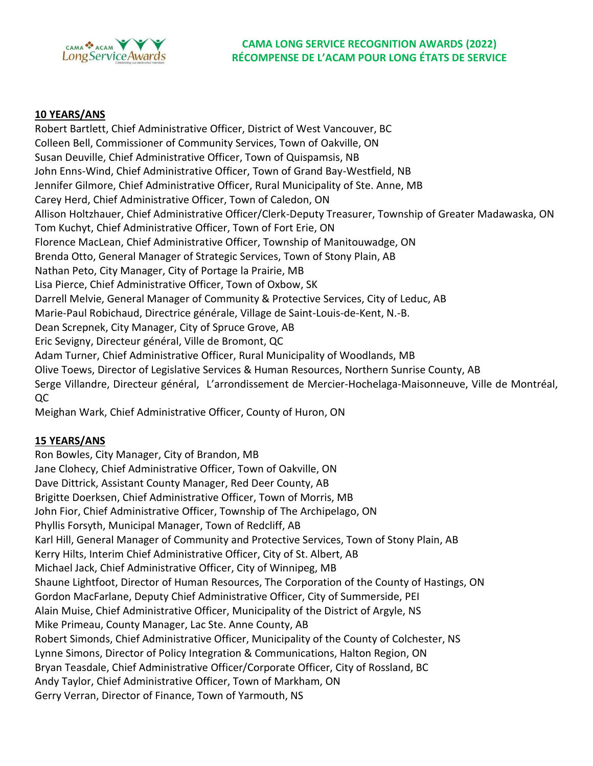# CAMA LONG SERVICE RECOGNITION AWARDS (2022)
# RÉCOMPENSE DE L'ACAM POUR LONG ÉTATS DE SERVICE

## 10 YEARS/ANS

Robert Bartlett, Chief Administrative Officer, District of West Vancouver, BC
Colleen Bell, Commissioner of Community Services, Town of Oakville, ON
Susan Deuville, Chief Administrative Officer, Town of Quispamsis, NB
John Enns-Wind, Chief Administrative Officer, Town of Grand Bay-Westfield, NB
Jennifer Gilmore, Chief Administrative Officer, Rural Municipality of Ste. Anne, MB
Carey Herd, Chief Administrative Officer, Town of Caledon, ON
Allison Holtzhauer, Chief Administrative Officer/Clerk-Deputy Treasurer, Township of Greater Madawaska, ON
Tom Kuchyt, Chief Administrative Officer, Town of Fort Erie, ON
Florence MacLean, Chief Administrative Officer, Township of Manitouwadge, ON
Brenda Otto, General Manager of Strategic Services, Town of Stony Plain, AB
Nathan Peto, City Manager, City of Portage la Prairie, MB
Lisa Pierce, Chief Administrative Officer, Town of Oxbow, SK
Darrell Melvie, General Manager of Community & Protective Services, City of Leduc, AB
Marie-Paul Robichaud, Directrice générale, Village de Saint-Louis-de-Kent, N.-B.
Dean Screpnek, City Manager, City of Spruce Grove, AB
Eric Sevigny, Directeur général, Ville de Bromont, QC
Adam Turner, Chief Administrative Officer, Rural Municipality of Woodlands, MB
Olive Toews, Director of Legislative Services & Human Resources, Northern Sunrise County, AB
Serge Villandre, Directeur général, L'arrondissement de Mercier-Hochelaga-Maisonneuve, Ville de Montréal, QC
Meighan Wark, Chief Administrative Officer, County of Huron, ON

## 15 YEARS/ANS

Ron Bowles, City Manager, City of Brandon, MB
Jane Clohecy, Chief Administrative Officer, Town of Oakville, ON
Dave Dittrick, Assistant County Manager, Red Deer County, AB
Brigitte Doerksen, Chief Administrative Officer, Town of Morris, MB
John Fior, Chief Administrative Officer, Township of The Archipelago, ON
Phyllis Forsyth, Municipal Manager, Town of Redcliff, AB
Karl Hill, General Manager of Community and Protective Services, Town of Stony Plain, AB
Kerry Hilts, Interim Chief Administrative Officer, City of St. Albert, AB
Michael Jack, Chief Administrative Officer, City of Winnipeg, MB
Shaune Lightfoot, Director of Human Resources, The Corporation of the County of Hastings, ON
Gordon MacFarlane, Deputy Chief Administrative Officer, City of Summerside, PEI
Alain Muise, Chief Administrative Officer, Municipality of the District of Argyle, NS
Mike Primeau, County Manager, Lac Ste. Anne County, AB
Robert Simonds, Chief Administrative Officer, Municipality of the County of Colchester, NS
Lynne Simons, Director of Policy Integration & Communications, Halton Region, ON
Bryan Teasdale, Chief Administrative Officer/Corporate Officer, City of Rossland, BC
Andy Taylor, Chief Administrative Officer, Town of Markham, ON
Gerry Verran, Director of Finance, Town of Yarmouth, NS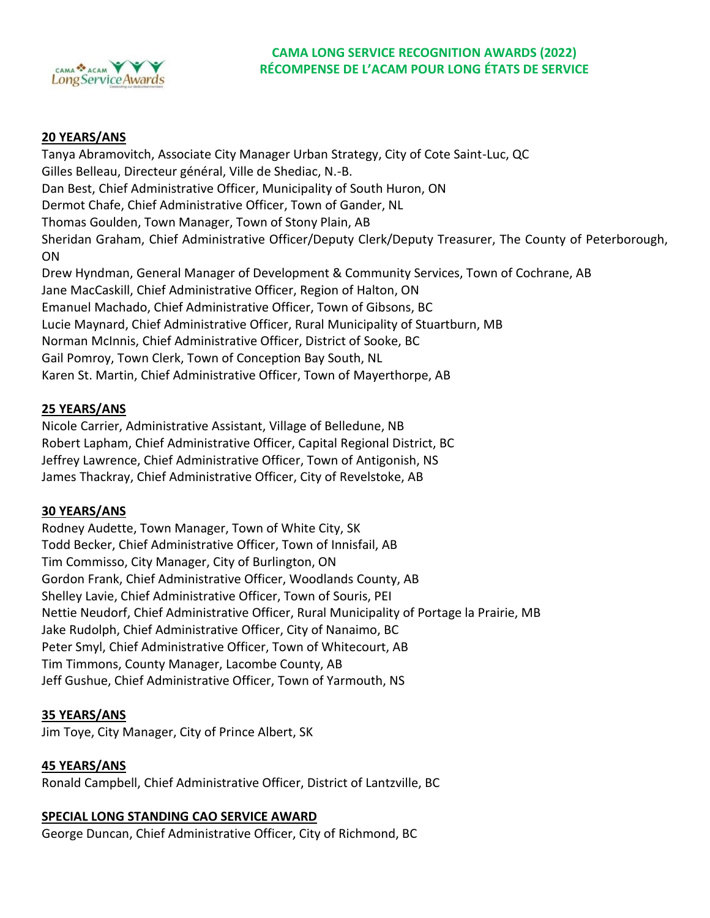# CAMA LONG SERVICE RECOGNITION AWARDS (2022)
# RÉCOMPENSE DE L'ACAM POUR LONG ÉTATS DE SERVICE

## 20 YEARS/ANS

Tanya Abramovitch, Associate City Manager Urban Strategy, City of Cote Saint-Luc, QC
Gilles Belleau, Directeur général, Ville de Shediac, N.-B.
Dan Best, Chief Administrative Officer, Municipality of South Huron, ON
Dermot Chafe, Chief Administrative Officer, Town of Gander, NL
Thomas Goulden, Town Manager, Town of Stony Plain, AB
Sheridan Graham, Chief Administrative Officer/Deputy Clerk/Deputy Treasurer, The County of Peterborough, ON
Drew Hyndman, General Manager of Development & Community Services, Town of Cochrane, AB
Jane MacCaskill, Chief Administrative Officer, Region of Halton, ON
Emanuel Machado, Chief Administrative Officer, Town of Gibsons, BC
Lucie Maynard, Chief Administrative Officer, Rural Municipality of Stuartburn, MB
Norman McInnis, Chief Administrative Officer, District of Sooke, BC
Gail Pomroy, Town Clerk, Town of Conception Bay South, NL
Karen St. Martin, Chief Administrative Officer, Town of Mayerthorpe, AB

## 25 YEARS/ANS

Nicole Carrier, Administrative Assistant, Village of Belledune, NB
Robert Lapham, Chief Administrative Officer, Capital Regional District, BC
Jeffrey Lawrence, Chief Administrative Officer, Town of Antigonish, NS
James Thackray, Chief Administrative Officer, City of Revelstoke, AB

## 30 YEARS/ANS

Rodney Audette, Town Manager, Town of White City, SK
Todd Becker, Chief Administrative Officer, Town of Innisfail, AB
Tim Commisso, City Manager, City of Burlington, ON
Gordon Frank, Chief Administrative Officer, Woodlands County, AB
Shelley Lavie, Chief Administrative Officer, Town of Souris, PEI
Nettie Neudorf, Chief Administrative Officer, Rural Municipality of Portage la Prairie, MB
Jake Rudolph, Chief Administrative Officer, City of Nanaimo, BC
Peter Smyl, Chief Administrative Officer, Town of Whitecourt, AB
Tim Timmons, County Manager, Lacombe County, AB
Jeff Gushue, Chief Administrative Officer, Town of Yarmouth, NS

## 35 YEARS/ANS

Jim Toye, City Manager, City of Prince Albert, SK

## 45 YEARS/ANS

Ronald Campbell, Chief Administrative Officer, District of Lantzville, BC

## SPECIAL LONG STANDING CAO SERVICE AWARD

George Duncan, Chief Administrative Officer, City of Richmond, BC